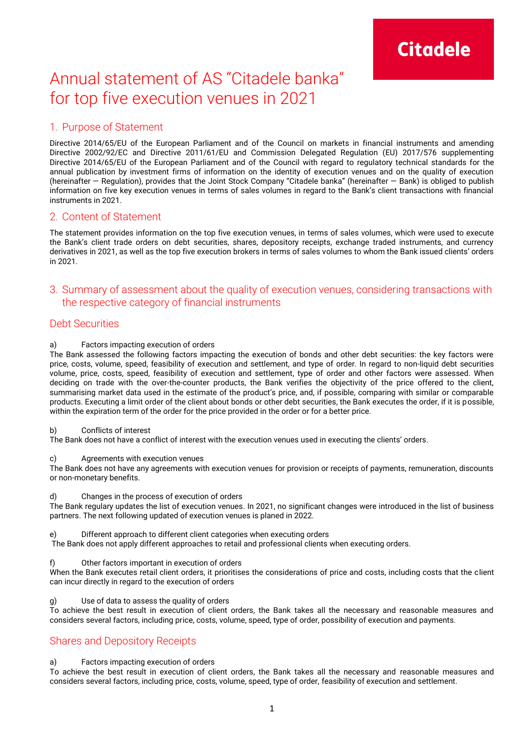Citadele

# Annual statement of AS "Citadele banka" for top five execution venues in 2021

## 1. Purpose of Statement

Directive 2014/65/EU of the European Parliament and of the Council on markets in financial instruments and amending Directive 2002/92/EC and Directive 2011/61/EU and Commission Delegated Regulation (EU) 2017/576 supplementing Directive 2014/65/EU of the European Parliament and of the Council with regard to regulatory technical standards for the annual publication by investment firms of information on the identity of execution venues and on the quality of execution (hereinafter — Regulation), provides that the Joint Stock Company "Citadele banka" (hereinafter — Bank) is obliged to publish information on five key execution venues in terms of sales volumes in regard to the Bank's client transactions with financial instruments in 2021.

## 2. Content of Statement

The statement provides information on the top five execution venues, in terms of sales volumes, which were used to execute the Bank's client trade orders on debt securities, shares, depository receipts, exchange traded instruments, and currency derivatives in 2021, as well as the top five execution brokers in terms of sales volumes to whom the Bank issued clients' orders in 2021.

## 3. Summary of assessment about the quality of execution venues, considering transactions with the respective category of financial instruments

### Debt Securities

a) Factors impacting execution of orders

The Bank assessed the following factors impacting the execution of bonds and other debt securities: the key factors were price, costs, volume, speed, feasibility of execution and settlement, and type of order. In regard to non-liquid debt securities volume, price, costs, speed, feasibility of execution and settlement, type of order and other factors were assessed. When deciding on trade with the over-the-counter products, the Bank verifies the objectivity of the price offered to the client, summarising market data used in the estimate of the product's price, and, if possible, comparing with similar or comparable products. Executing a limit order of the client about bonds or other debt securities, the Bank executes the order, if it is possible, within the expiration term of the order for the price provided in the order or for a better price.

b) Conflicts of interest

The Bank does not have a conflict of interest with the execution venues used in executing the clients' orders.

c) Agreements with execution venues

The Bank does not have any agreements with execution venues for provision or receipts of payments, remuneration, discounts or non-monetary benefits.

d) Changes in the process of execution of orders

The Bank regulary updates the list of execution venues. In 2021, no significant changes were introduced in the list of business partners. The next following updated of execution venues is planed in 2022.

e) Different approach to different client categories when executing orders

The Bank does not apply different approaches to retail and professional clients when executing orders.

f) Other factors important in execution of orders

When the Bank executes retail client orders, it prioritises the considerations of price and costs, including costs that the client can incur directly in regard to the execution of orders

g) Use of data to assess the quality of orders

To achieve the best result in execution of client orders, the Bank takes all the necessary and reasonable measures and considers several factors, including price, costs, volume, speed, type of order, possibility of execution and payments.

### Shares and Depository Receipts

a) Factors impacting execution of orders

To achieve the best result in execution of client orders, the Bank takes all the necessary and reasonable measures and considers several factors, including price, costs, volume, speed, type of order, feasibility of execution and settlement.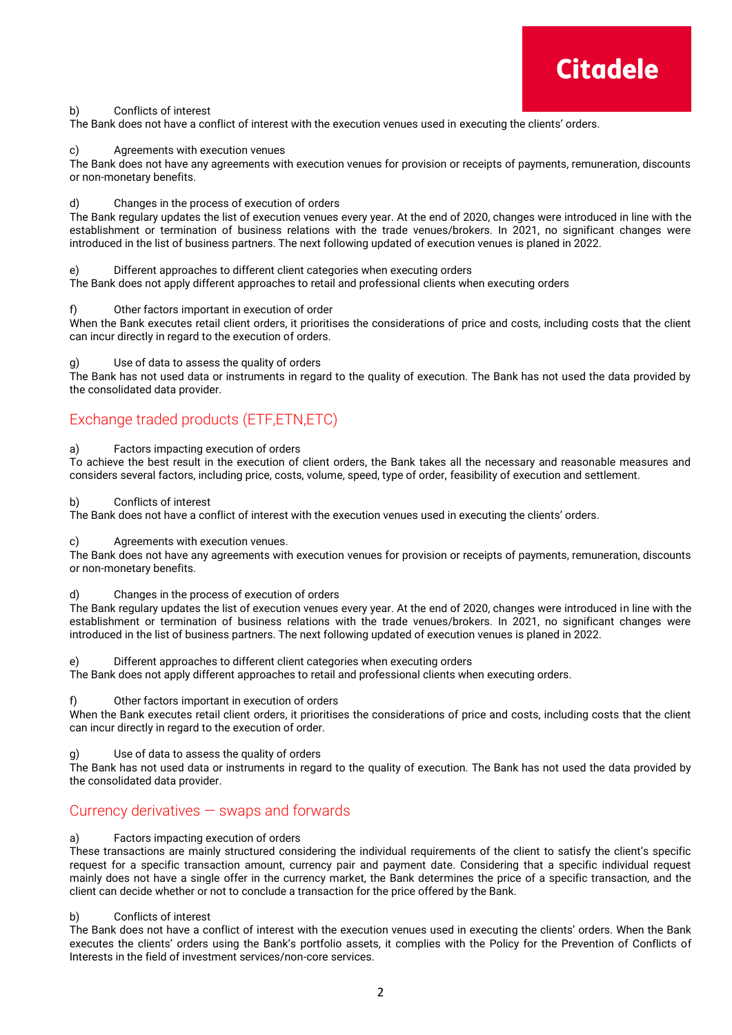b) Conflicts of interest

The Bank does not have a conflict of interest with the execution venues used in executing the clients' orders.

c) Agreements with execution venues

The Bank does not have any agreements with execution venues for provision or receipts of payments, remuneration, discounts or non-monetary benefits.

d) Changes in the process of execution of orders

The Bank regulary updates the list of execution venues every year. At the end of 2020, changes were introduced in line with the establishment or termination of business relations with the trade venues/brokers. In 2021, no significant changes were introduced in the list of business partners. The next following updated of execution venues is planed in 2022.

e) Different approaches to different client categories when executing orders

The Bank does not apply different approaches to retail and professional clients when executing orders

f) Other factors important in execution of order

When the Bank executes retail client orders, it prioritises the considerations of price and costs, including costs that the client can incur directly in regard to the execution of orders.

g) Use of data to assess the quality of orders

The Bank has not used data or instruments in regard to the quality of execution. The Bank has not used the data provided by the consolidated data provider.

## Exchange traded products (ETF,ETN,ETC)

a) Factors impacting execution of orders

To achieve the best result in the execution of client orders, the Bank takes all the necessary and reasonable measures and considers several factors, including price, costs, volume, speed, type of order, feasibility of execution and settlement.

b) Conflicts of interest

The Bank does not have a conflict of interest with the execution venues used in executing the clients' orders.

c) Agreements with execution venues.

The Bank does not have any agreements with execution venues for provision or receipts of payments, remuneration, discounts or non-monetary benefits.

d) Changes in the process of execution of orders

The Bank regulary updates the list of execution venues every year. At the end of 2020, changes were introduced in line with the establishment or termination of business relations with the trade venues/brokers. In 2021, no significant changes were introduced in the list of business partners. The next following updated of execution venues is planed in 2022.

e) Different approaches to different client categories when executing orders

The Bank does not apply different approaches to retail and professional clients when executing orders.

f) Other factors important in execution of orders

When the Bank executes retail client orders, it prioritises the considerations of price and costs, including costs that the client can incur directly in regard to the execution of order.

g) Use of data to assess the quality of orders

The Bank has not used data or instruments in regard to the quality of execution. The Bank has not used the data provided by the consolidated data provider.

## Currency derivatives — swaps and forwards

a) Factors impacting execution of orders

These transactions are mainly structured considering the individual requirements of the client to satisfy the client's specific request for a specific transaction amount, currency pair and payment date. Considering that a specific individual request mainly does not have a single offer in the currency market, the Bank determines the price of a specific transaction, and the client can decide whether or not to conclude a transaction for the price offered by the Bank.

b) Conflicts of interest

The Bank does not have a conflict of interest with the execution venues used in executing the clients' orders. When the Bank executes the clients' orders using the Bank's portfolio assets, it complies with the Policy for the Prevention of Conflicts of Interests in the field of investment services/non-core services.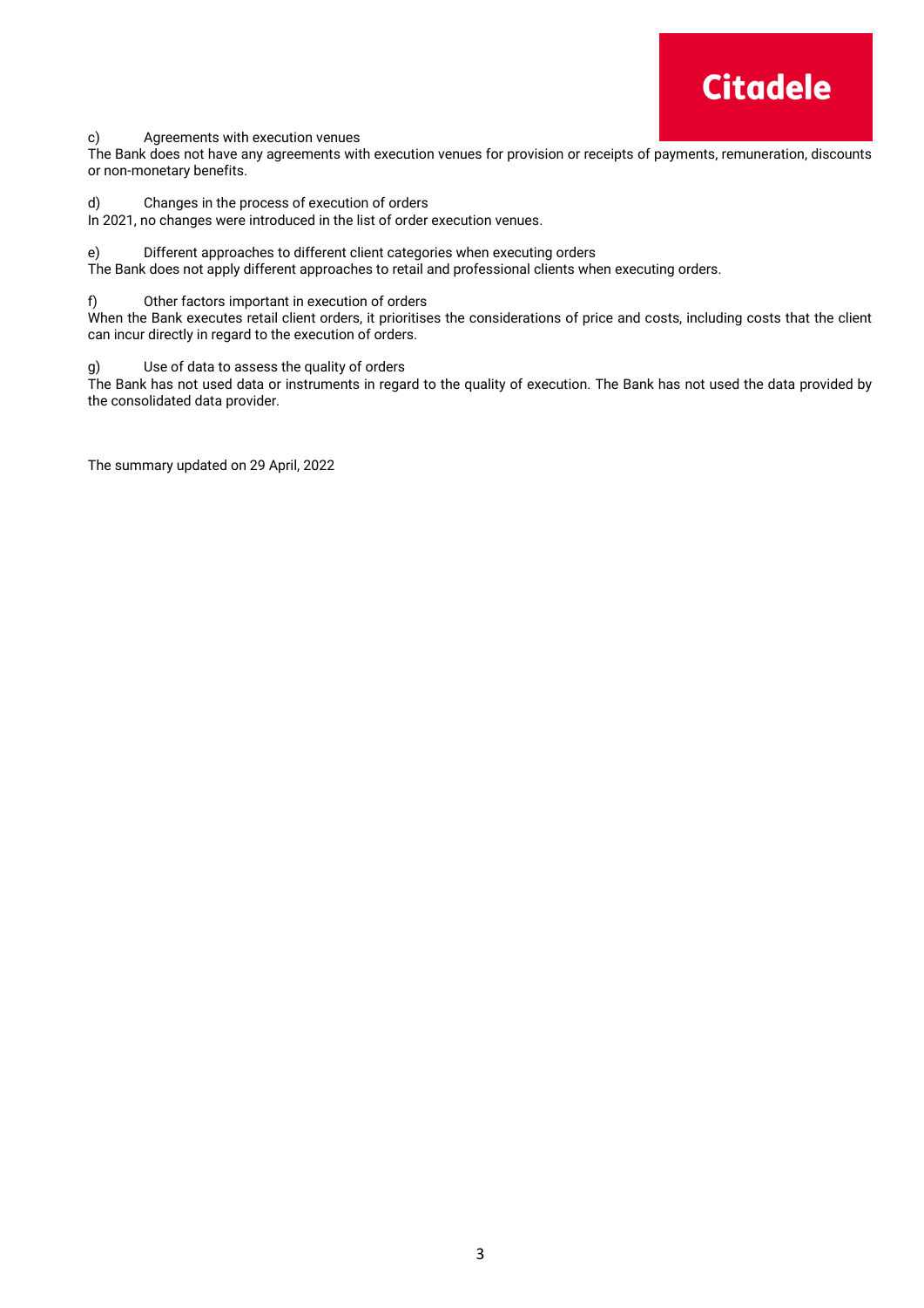c) Agreements with execution venues

The Bank does not have any agreements with execution venues for provision or receipts of payments, remuneration, discounts or non-monetary benefits.

d) Changes in the process of execution of orders

In 2021, no changes were introduced in the list of order execution venues.

e) Different approaches to different client categories when executing orders

The Bank does not apply different approaches to retail and professional clients when executing orders.

f) Other factors important in execution of orders

When the Bank executes retail client orders, it prioritises the considerations of price and costs, including costs that the client can incur directly in regard to the execution of orders.

g) Use of data to assess the quality of orders

The Bank has not used data or instruments in regard to the quality of execution. The Bank has not used the data provided by the consolidated data provider.

The summary updated on 29 April, 2022